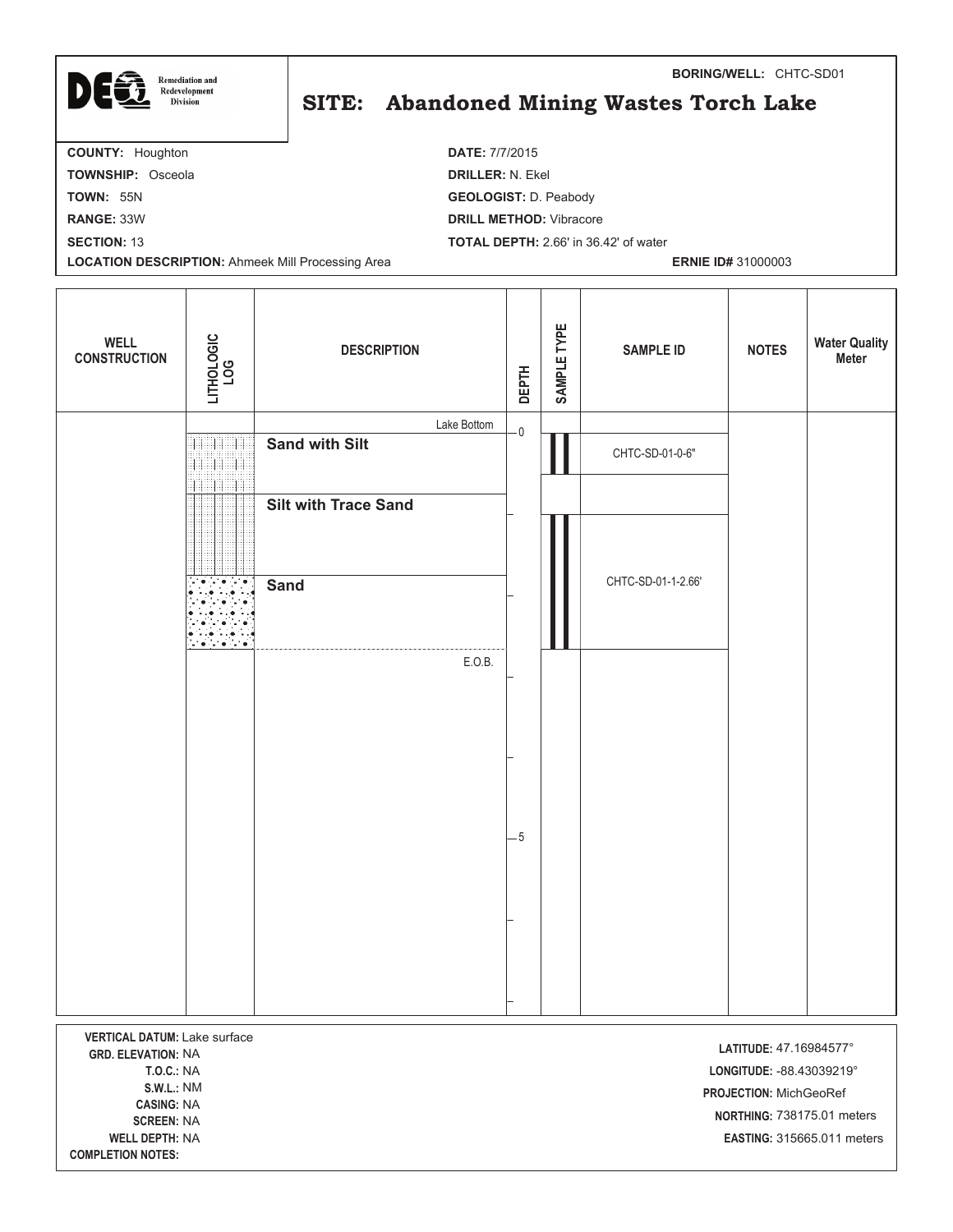**BORING/WELL:** CHTC-SD01

Remediation and Redevelopment Division

# SITE: Abandoned Mining Wastes Torch Lake

**COUNTY:** Houghton
**TOWNSHIP:** Osceola
**TOWN:** 55N
**RANGE:** 33W
**SECTION:** 13
**LOCATION DESCRIPTION:** Ahmeek Mill Processing Area

**DATE:** 7/7/2015
**DRILLER:** N. Ekel
**GEOLOGIST:** D. Peabody
**DRILL METHOD:** Vibracore
**TOTAL DEPTH:** 2.66' in 36.42' of water
**ERNIE ID#** 31000003

| WELL CONSTRUCTION | LITHOLOGIC LOG | DESCRIPTION | DEPTH | SAMPLE TYPE | SAMPLE ID | NOTES | Water Quality Meter |
|---|---|---|---|---|---|---|---|
| | | Lake Bottom | 0 | | | | |
| | | **Sand with Silt** | | | CHTC-SD-01-0-6" | | |
| | | **Silt with Trace Sand** | | | | | |
| | | **Sand** | | | CHTC-SD-01-1-2.66' | | |
| | | E.O.B. | | | | | |
| | | | 5 | | | | |

**VERTICAL DATUM:** Lake surface
**GRD. ELEVATION:** NA
**T.O.C.:** NA
**S.W.L.:** NM
**CASING:** NA
**SCREEN:** NA
**WELL DEPTH:** NA
**COMPLETION NOTES:**

**LATITUDE:** 47.16984577°
**LONGITUDE:** -88.43039219°
**PROJECTION:** MichGeoRef
**NORTHING:** 738175.01 meters
**EASTING:** 315665.011 meters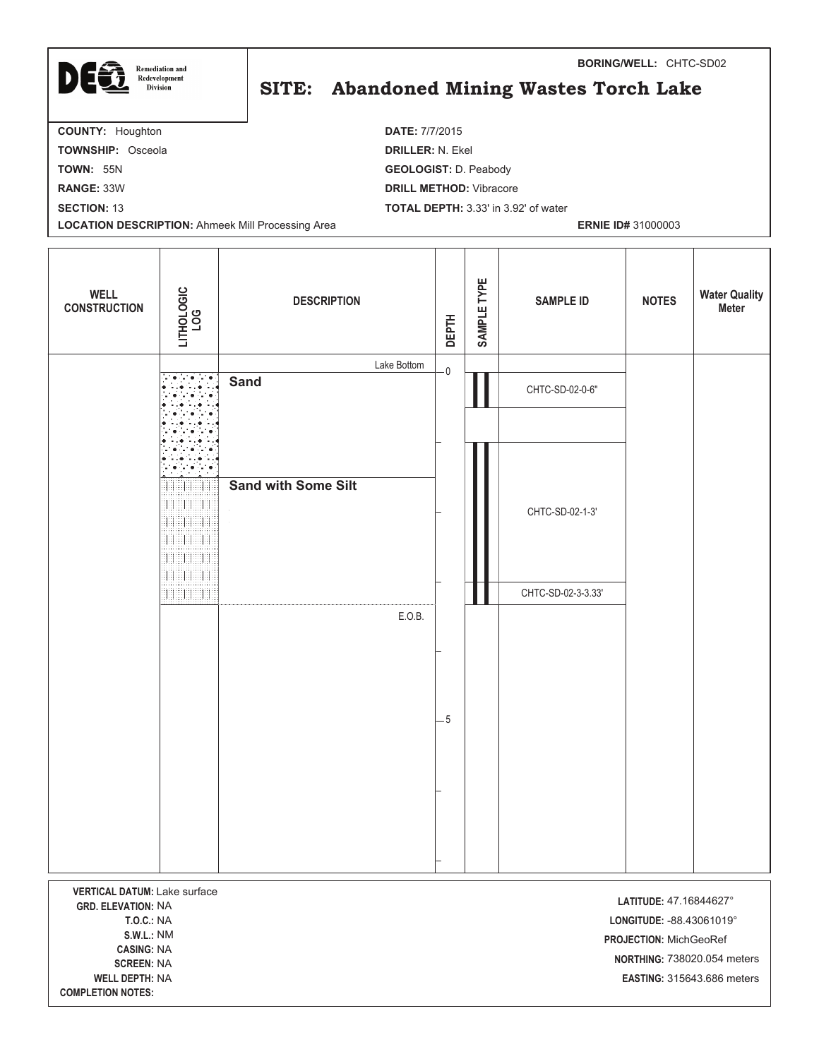**BORING/WELL:** CHTC-SD02

DEQ Remediation and Redevelopment Division

# SITE: Abandoned Mining Wastes Torch Lake

**COUNTY:** Houghton
**TOWNSHIP:** Osceola
**TOWN:** 55N
**RANGE:** 33W
**SECTION:** 13
**LOCATION DESCRIPTION:** Ahmeek Mill Processing Area

**DATE:** 7/7/2015
**DRILLER:** N. Ekel
**GEOLOGIST:** D. Peabody
**DRILL METHOD:** Vibracore
**TOTAL DEPTH:** 3.33' in 3.92' of water
**ERNIE ID#** 31000003

| WELL CONSTRUCTION | LITHOLOGIC LOG | DESCRIPTION | DEPTH | SAMPLE TYPE | SAMPLE ID | NOTES | Water Quality Meter |
|---|---|---|---|---|---|---|---|
| | | Lake Bottom | 0 | | | | |
| | Sand | Sand | | | CHTC-SD-02-0-6" | | |
| | Sand with Some Silt | Sand with Some Silt | | | CHTC-SD-02-1-3' | | |
| | | | | | CHTC-SD-02-3-3.33' | | |
| | | E.O.B. | | | | | |
| | | | 5 | | | | |

**VERTICAL DATUM:** Lake surface
**GRD. ELEVATION:** NA
**T.O.C.:** NA
**S.W.L.:** NM
**CASING:** NA
**SCREEN:** NA
**WELL DEPTH:** NA
**COMPLETION NOTES:**

**LATITUDE:** 47.16844627°
**LONGITUDE:** -88.43061019°
**PROJECTION:** MichGeoRef
**NORTHING:** 738020.054 meters
**EASTING:** 315643.686 meters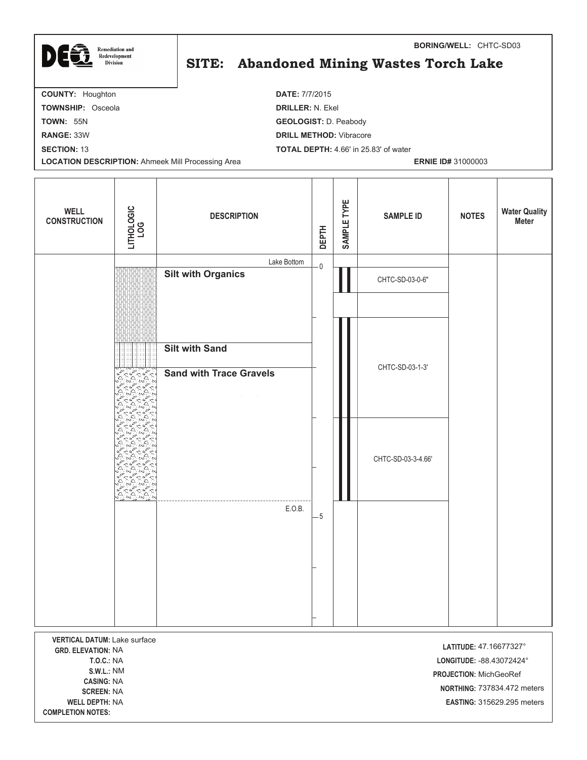**BORING/WELL:** CHTC-SD03

DEQ Remediation and Redevelopment Division

# SITE: Abandoned Mining Wastes Torch Lake

**COUNTY:** Houghton
**TOWNSHIP:** Osceola
**TOWN:** 55N
**RANGE:** 33W
**SECTION:** 13
**LOCATION DESCRIPTION:** Ahmeek Mill Processing Area

**DATE:** 7/7/2015
**DRILLER:** N. Ekel
**GEOLOGIST:** D. Peabody
**DRILL METHOD:** Vibracore
**TOTAL DEPTH:** 4.66' in 25.83' of water
**ERNIE ID#** 31000003

| WELL CONSTRUCTION | LITHOLOGIC LOG | DESCRIPTION | DEPTH | SAMPLE TYPE | SAMPLE ID | NOTES | Water Quality Meter |
|---|---|---|---|---|---|---|---|
| | | Lake Bottom | 0 | | | | |
| | | **Silt with Organics** | | | CHTC-SD-03-0-6" | | |
| | | **Silt with Sand** | | | CHTC-SD-03-1-3' | | |
| | | **Sand with Trace Gravels** | | | CHTC-SD-03-3-4.66' | | |
| | | E.O.B. | 5 | | | | |

**VERTICAL DATUM:** Lake surface
**GRD. ELEVATION:** NA
**T.O.C.:** NA
**S.W.L.:** NM
**CASING:** NA
**SCREEN:** NA
**WELL DEPTH:** NA
**COMPLETION NOTES:**

**LATITUDE:** 47.16677327°
**LONGITUDE:** -88.43072424°
**PROJECTION:** MichGeoRef
**NORTHING:** 737834.472 meters
**EASTING:** 315629.295 meters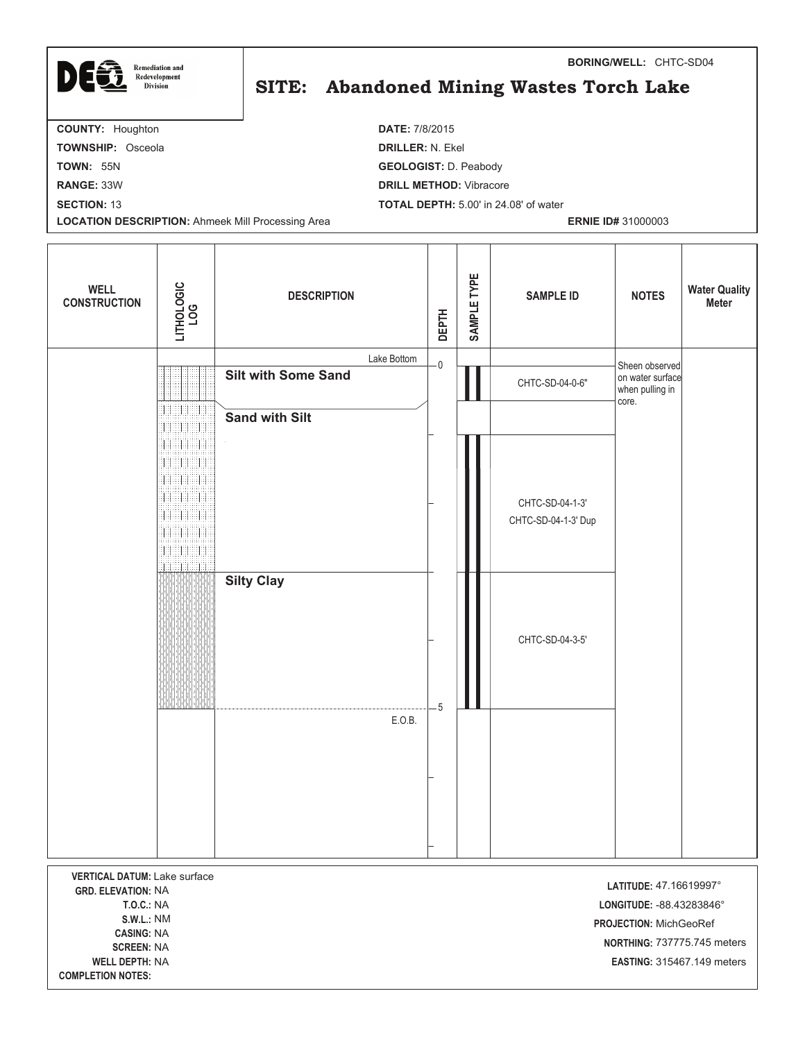**BORING/WELL:** CHTC-SD04

DEQ Remediation and Redevelopment Division

# SITE: Abandoned Mining Wastes Torch Lake

**COUNTY:** Houghton
**TOWNSHIP:** Osceola
**TOWN:** 55N
**RANGE:** 33W
**SECTION:** 13
**LOCATION DESCRIPTION:** Ahmeek Mill Processing Area

**DATE:** 7/8/2015
**DRILLER:** N. Ekel
**GEOLOGIST:** D. Peabody
**DRILL METHOD:** Vibracore
**TOTAL DEPTH:** 5.00' in 24.08' of water
**ERNIE ID#** 31000003

| WELL CONSTRUCTION | LITHOLOGIC LOG | DESCRIPTION | DEPTH | SAMPLE TYPE | SAMPLE ID | NOTES | Water Quality Meter |
|---|---|---|---|---|---|---|---|
| | | Lake Bottom | 0 | | | Sheen observed on water surface when pulling in core. | |
| | | **Silt with Some Sand** | | | CHTC-SD-04-0-6" | | |
| | | **Sand with Silt** | | | | | |
| | | | | | CHTC-SD-04-1-3'<br>CHTC-SD-04-1-3' Dup | | |
| | | **Silty Clay** | | | | | |
| | | | | | CHTC-SD-04-3-5' | | |
| | | E.O.B. | 5 | | | | |

**VERTICAL DATUM:** Lake surface
**GRD. ELEVATION:** NA
**T.O.C.:** NA
**S.W.L.:** NM
**CASING:** NA
**SCREEN:** NA
**WELL DEPTH:** NA
**COMPLETION NOTES:**

**LATITUDE:** 47.16619997°
**LONGITUDE:** -88.43283846°
**PROJECTION:** MichGeoRef
**NORTHING:** 737775.745 meters
**EASTING:** 315467.149 meters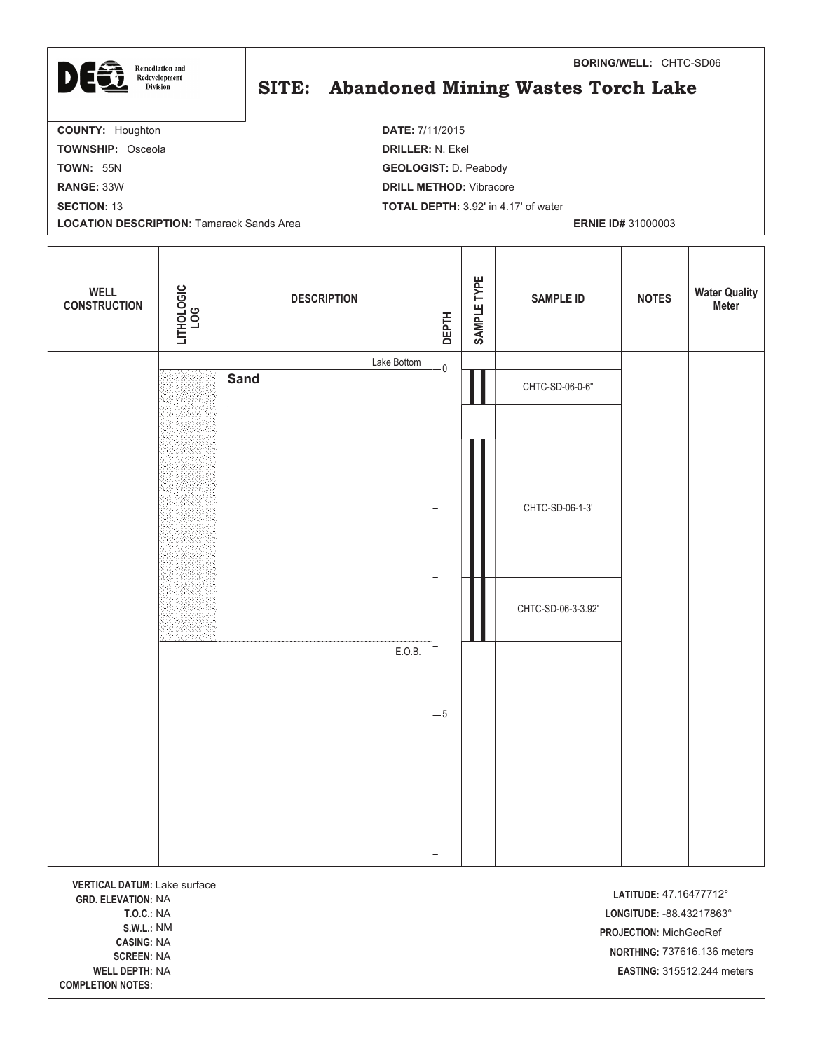**BORING/WELL:** CHTC-SD06

# SITE: Abandoned Mining Wastes Torch Lake

DEQ Remediation and Redevelopment Division

**COUNTY:** Houghton
**TOWNSHIP:** Osceola
**TOWN:** 55N
**RANGE:** 33W
**SECTION:** 13
**LOCATION DESCRIPTION:** Tamarack Sands Area

**DATE:** 7/11/2015
**DRILLER:** N. Ekel
**GEOLOGIST:** D. Peabody
**DRILL METHOD:** Vibracore
**TOTAL DEPTH:** 3.92' in 4.17' of water
**ERNIE ID#** 31000003

| WELL CONSTRUCTION | LITHOLOGIC LOG | DESCRIPTION | DEPTH | SAMPLE TYPE | SAMPLE ID | NOTES | Water Quality Meter |
|---|---|---|---|---|---|---|---|
| | | Lake Bottom | 0 | | | | |
| | Sand | **Sand** | | | CHTC-SD-06-0-6" | | |
| | | | | | CHTC-SD-06-1-3' | | |
| | | | | | CHTC-SD-06-3-3.92' | | |
| | | E.O.B. | | | | | |
| | | | 5 | | | | |

**VERTICAL DATUM:** Lake surface
**GRD. ELEVATION:** NA
**T.O.C.:** NA
**S.W.L.:** NM
**CASING:** NA
**SCREEN:** NA
**WELL DEPTH:** NA
**COMPLETION NOTES:**

**LATITUDE:** 47.16477712°
**LONGITUDE:** -88.43217863°
**PROJECTION:** MichGeoRef
**NORTHING:** 737616.136 meters
**EASTING:** 315512.244 meters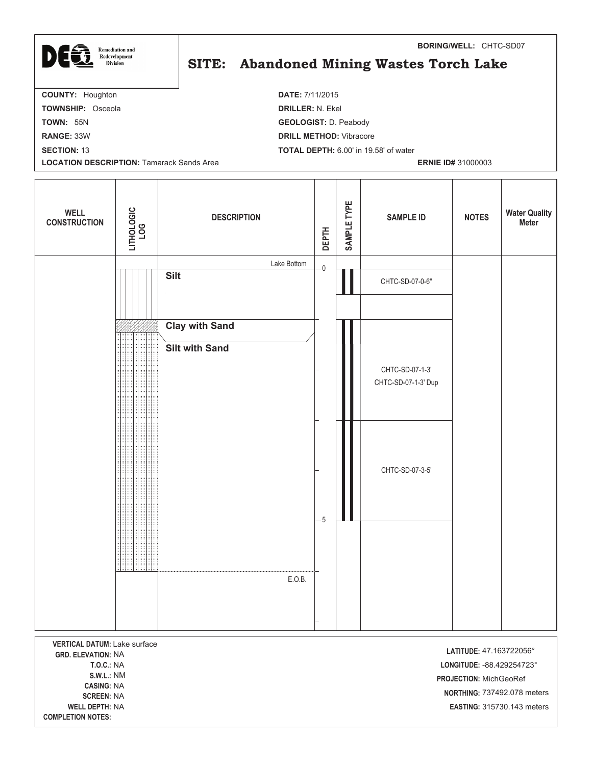**BORING/WELL:** CHTC-SD07

Remediation and Redevelopment Division

# SITE: Abandoned Mining Wastes Torch Lake

**COUNTY:** Houghton
**TOWNSHIP:** Osceola
**TOWN:** 55N
**RANGE:** 33W
**SECTION:** 13
**LOCATION DESCRIPTION:** Tamarack Sands Area

**DATE:** 7/11/2015
**DRILLER:** N. Ekel
**GEOLOGIST:** D. Peabody
**DRILL METHOD:** Vibracore
**TOTAL DEPTH:** 6.00' in 19.58' of water
**ERNIE ID#** 31000003

| WELL CONSTRUCTION | LITHOLOGIC LOG | DESCRIPTION | DEPTH | SAMPLE TYPE | SAMPLE ID | NOTES | Water Quality Meter |
|---|---|---|---|---|---|---|---|
| | | Lake Bottom | 0 | | | | |
| | | **Silt** | | | CHTC-SD-07-0-6" | | |
| | | **Clay with Sand** | | | | | |
| | | **Silt with Sand** | | | CHTC-SD-07-1-3' <br> CHTC-SD-07-1-3' Dup | | |
| | | | | | CHTC-SD-07-3-5' | | |
| | | | 5 | | | | |
| | | E.O.B. | | | | | |

**VERTICAL DATUM:** Lake surface
**GRD. ELEVATION:** NA
**T.O.C.:** NA
**S.W.L.:** NM
**CASING:** NA
**SCREEN:** NA
**WELL DEPTH:** NA
**COMPLETION NOTES:**

**LATITUDE:** 47.163722056°
**LONGITUDE:** -88.429254723°
**PROJECTION:** MichGeoRef
**NORTHING:** 737492.078 meters
**EASTING:** 315730.143 meters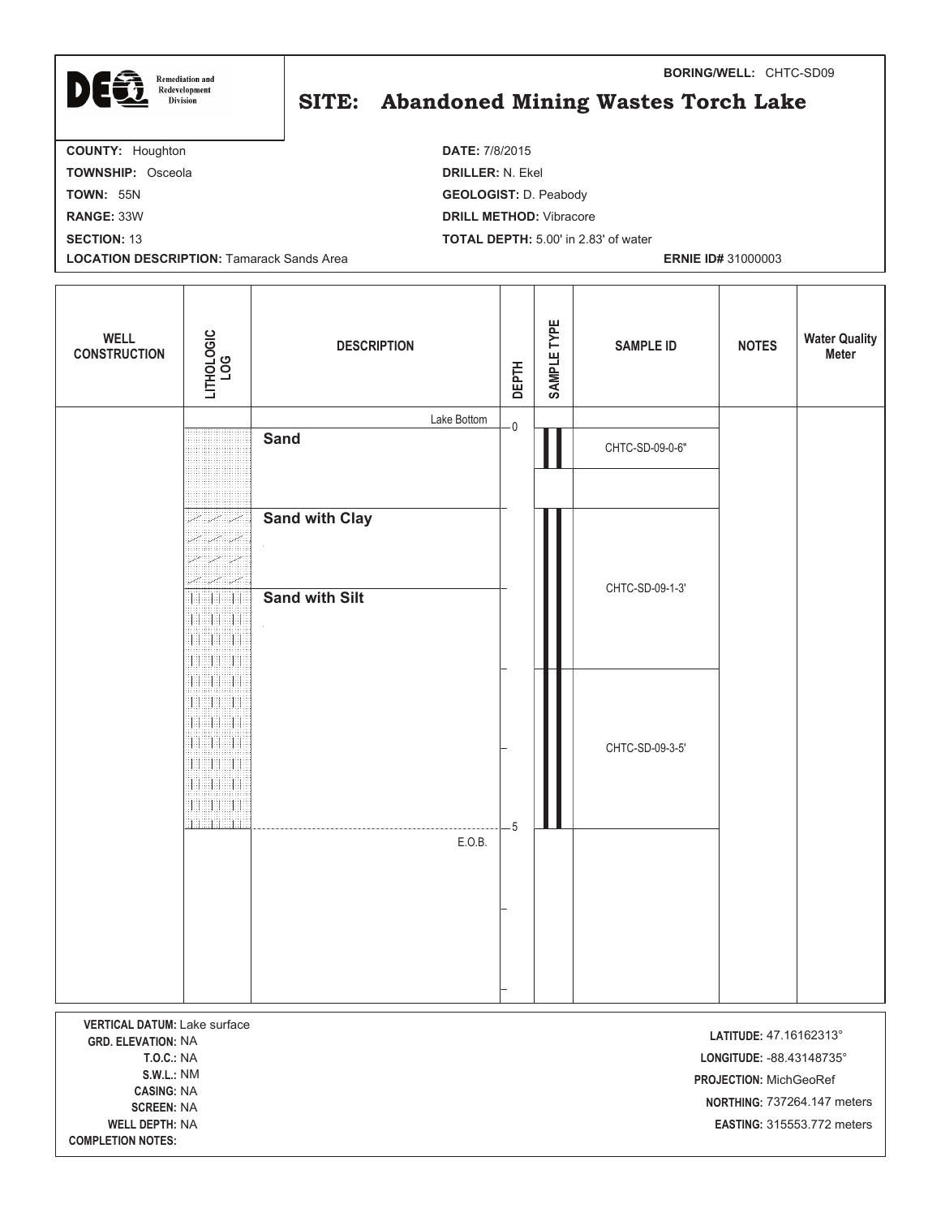DEQ Remediation and Redevelopment Division

**BORING/WELL:** CHTC-SD09

# SITE: Abandoned Mining Wastes Torch Lake

**COUNTY:** Houghton
**TOWNSHIP:** Osceola
**TOWN:** 55N
**RANGE:** 33W
**SECTION:** 13
**LOCATION DESCRIPTION:** Tamarack Sands Area

**DATE:** 7/8/2015
**DRILLER:** N. Ekel
**GEOLOGIST:** D. Peabody
**DRILL METHOD:** Vibracore
**TOTAL DEPTH:** 5.00' in 2.83' of water
**ERNIE ID#** 31000003

| WELL CONSTRUCTION | LITHOLOGIC LOG | DESCRIPTION | DEPTH | SAMPLE TYPE | SAMPLE ID | NOTES | Water Quality Meter |
|---|---|---|---|---|---|---|---|
| | | Lake Bottom | 0 | | | | |
| | | **Sand** | | | CHTC-SD-09-0-6" | | |
| | | **Sand with Clay** | | | | | |
| | | **Sand with Silt** | | | CHTC-SD-09-1-3' | | |
| | | | | | CHTC-SD-09-3-5' | | |
| | | E.O.B. | 5 | | | | |

**VERTICAL DATUM:** Lake surface
**GRD. ELEVATION:** NA
**T.O.C.:** NA
**S.W.L.:** NM
**CASING:** NA
**SCREEN:** NA
**WELL DEPTH:** NA
**COMPLETION NOTES:**

**LATITUDE:** 47.16162313°
**LONGITUDE:** -88.43148735°
**PROJECTION:** MichGeoRef
**NORTHING:** 737264.147 meters
**EASTING:** 315553.772 meters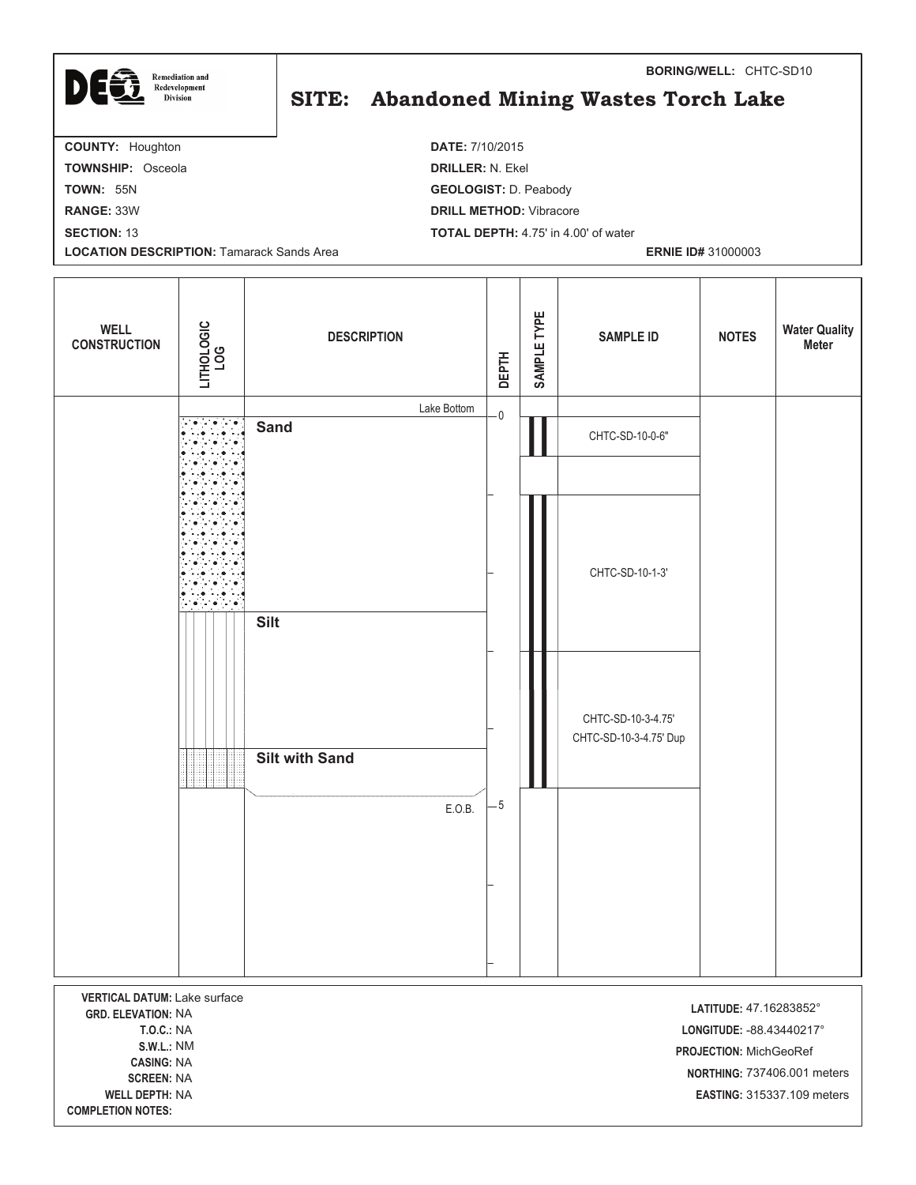DEQ Remediation and Redevelopment Division

**BORING/WELL:** CHTC-SD10

# SITE: Abandoned Mining Wastes Torch Lake

**COUNTY:** Houghton
**TOWNSHIP:** Osceola
**TOWN:** 55N
**RANGE:** 33W
**SECTION:** 13
**LOCATION DESCRIPTION:** Tamarack Sands Area

**DATE:** 7/10/2015
**DRILLER:** N. Ekel
**GEOLOGIST:** D. Peabody
**DRILL METHOD:** Vibracore
**TOTAL DEPTH:** 4.75' in 4.00' of water
**ERNIE ID#** 31000003

| WELL CONSTRUCTION | LITHOLOGIC LOG | DESCRIPTION | DEPTH | SAMPLE TYPE | SAMPLE ID | NOTES | Water Quality Meter |
|---|---|---|---|---|---|---|---|
| | | Lake Bottom | 0 | | | | |
| | | **Sand** | | | CHTC-SD-10-0-6" | | |
| | | | | | CHTC-SD-10-1-3' | | |
| | | **Silt** | | | | | |
| | | | | | CHTC-SD-10-3-4.75'<br>CHTC-SD-10-3-4.75' Dup | | |
| | | **Silt with Sand** | | | | | |
| | | E.O.B. | 5 | | | | |

**VERTICAL DATUM:** Lake surface
**GRD. ELEVATION:** NA
**T.O.C.:** NA
**S.W.L.:** NM
**CASING:** NA
**SCREEN:** NA
**WELL DEPTH:** NA
**COMPLETION NOTES:**

**LATITUDE:** 47.16283852°
**LONGITUDE:** -88.43440217°
**PROJECTION:** MichGeoRef
**NORTHING:** 737406.001 meters
**EASTING:** 315337.109 meters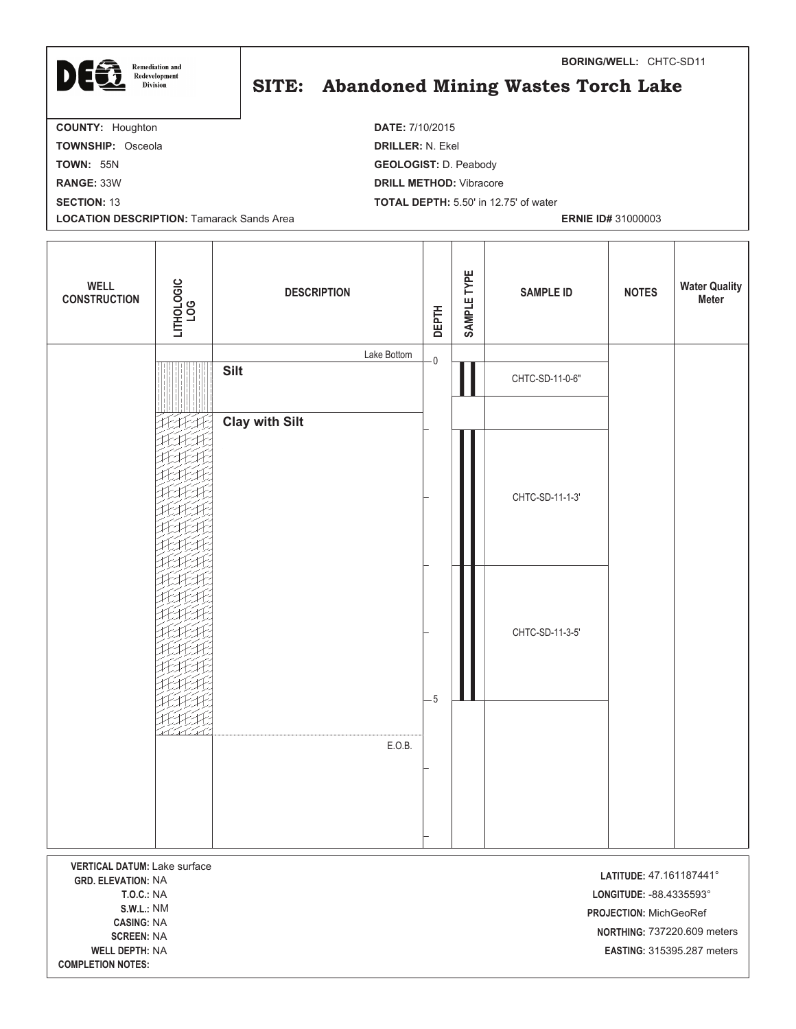DEQ Remediation and Redevelopment Division

**BORING/WELL:** CHTC-SD11

# SITE: Abandoned Mining Wastes Torch Lake

**COUNTY:** Houghton
**TOWNSHIP:** Osceola
**TOWN:** 55N
**RANGE:** 33W
**SECTION:** 13
**LOCATION DESCRIPTION:** Tamarack Sands Area

**DATE:** 7/10/2015
**DRILLER:** N. Ekel
**GEOLOGIST:** D. Peabody
**DRILL METHOD:** Vibracore
**TOTAL DEPTH:** 5.50' in 12.75' of water
**ERNIE ID#** 31000003

| WELL CONSTRUCTION | LITHOLOGIC LOG | DESCRIPTION | DEPTH | SAMPLE TYPE | SAMPLE ID | NOTES | Water Quality Meter |
|---|---|---|---|---|---|---|---|
| | | Lake Bottom | 0 | | | | |
| | | **Silt** | | | CHTC-SD-11-0-6" | | |
| | | **Clay with Silt** | | | CHTC-SD-11-1-3' | | |
| | | | | | CHTC-SD-11-3-5' | | |
| | | | 5 | | | | |
| | | E.O.B. | | | | | |

**VERTICAL DATUM:** Lake surface
**GRD. ELEVATION:** NA
**T.O.C.:** NA
**S.W.L.:** NM
**CASING:** NA
**SCREEN:** NA
**WELL DEPTH:** NA
**COMPLETION NOTES:**

**LATITUDE:** 47.161187441°
**LONGITUDE:** -88.4335593°
**PROJECTION:** MichGeoRef
**NORTHING:** 737220.609 meters
**EASTING:** 315395.287 meters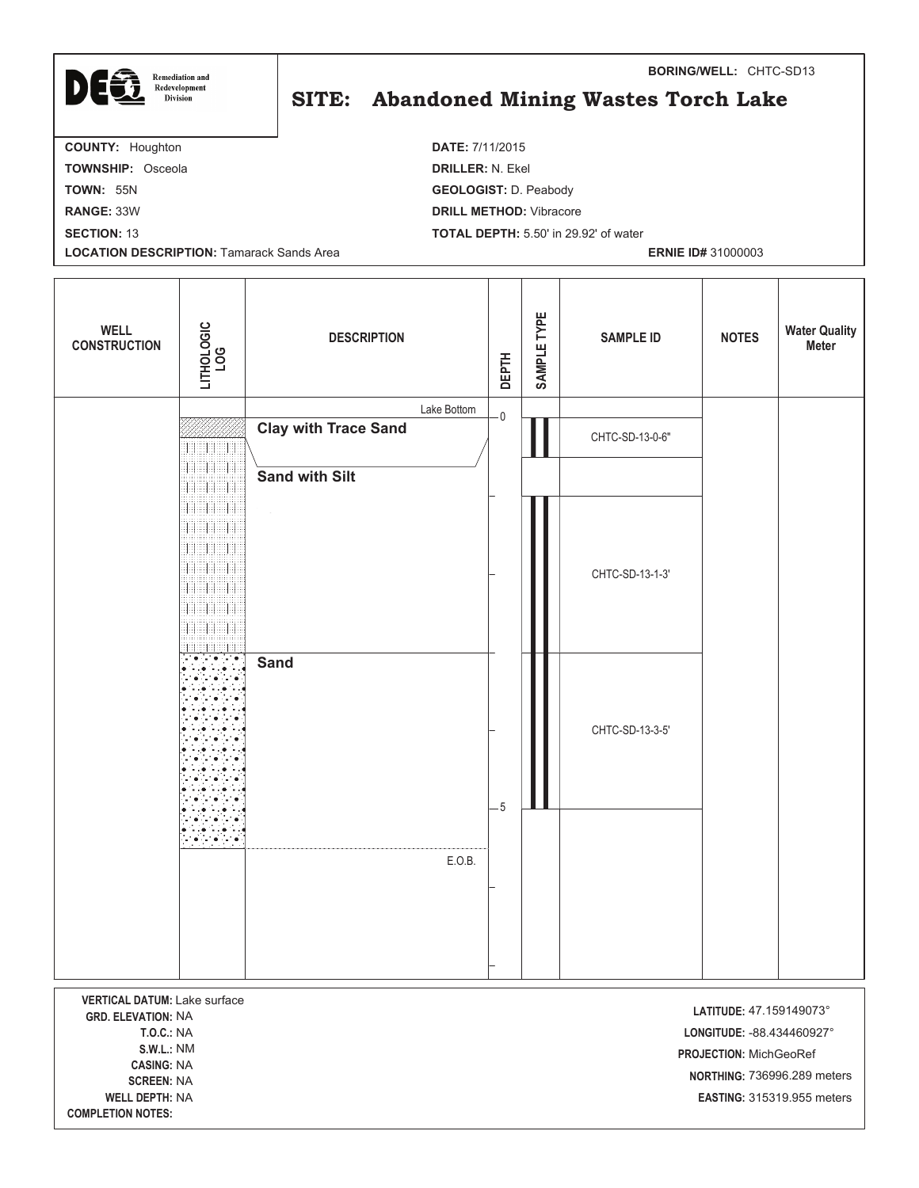**BORING/WELL:** CHTC-SD13

DEQ Remediation and Redevelopment Division

# SITE: Abandoned Mining Wastes Torch Lake

**COUNTY:** Houghton
**TOWNSHIP:** Osceola
**TOWN:** 55N
**RANGE:** 33W
**SECTION:** 13
**LOCATION DESCRIPTION:** Tamarack Sands Area

**DATE:** 7/11/2015
**DRILLER:** N. Ekel
**GEOLOGIST:** D. Peabody
**DRILL METHOD:** Vibracore
**TOTAL DEPTH:** 5.50' in 29.92' of water
**ERNIE ID#** 31000003

| WELL CONSTRUCTION | LITHOLOGIC LOG | DESCRIPTION | DEPTH | SAMPLE TYPE | SAMPLE ID | NOTES | Water Quality Meter |
|---|---|---|---|---|---|---|---|
| | | Lake Bottom | 0 | | | | |
| | | **Clay with Trace Sand** | | | CHTC-SD-13-0-6" | | |
| | | **Sand with Silt** | | | CHTC-SD-13-1-3' | | |
| | | **Sand** | | | CHTC-SD-13-3-5' | | |
| | | | 5 | | | | |
| | | E.O.B. | | | | | |

**VERTICAL DATUM:** Lake surface
**GRD. ELEVATION:** NA
**T.O.C.:** NA
**S.W.L.:** NM
**CASING:** NA
**SCREEN:** NA
**WELL DEPTH:** NA
**COMPLETION NOTES:**

**LATITUDE:** 47.159149073°
**LONGITUDE:** -88.434460927°
**PROJECTION:** MichGeoRef
**NORTHING:** 736996.289 meters
**EASTING:** 315319.955 meters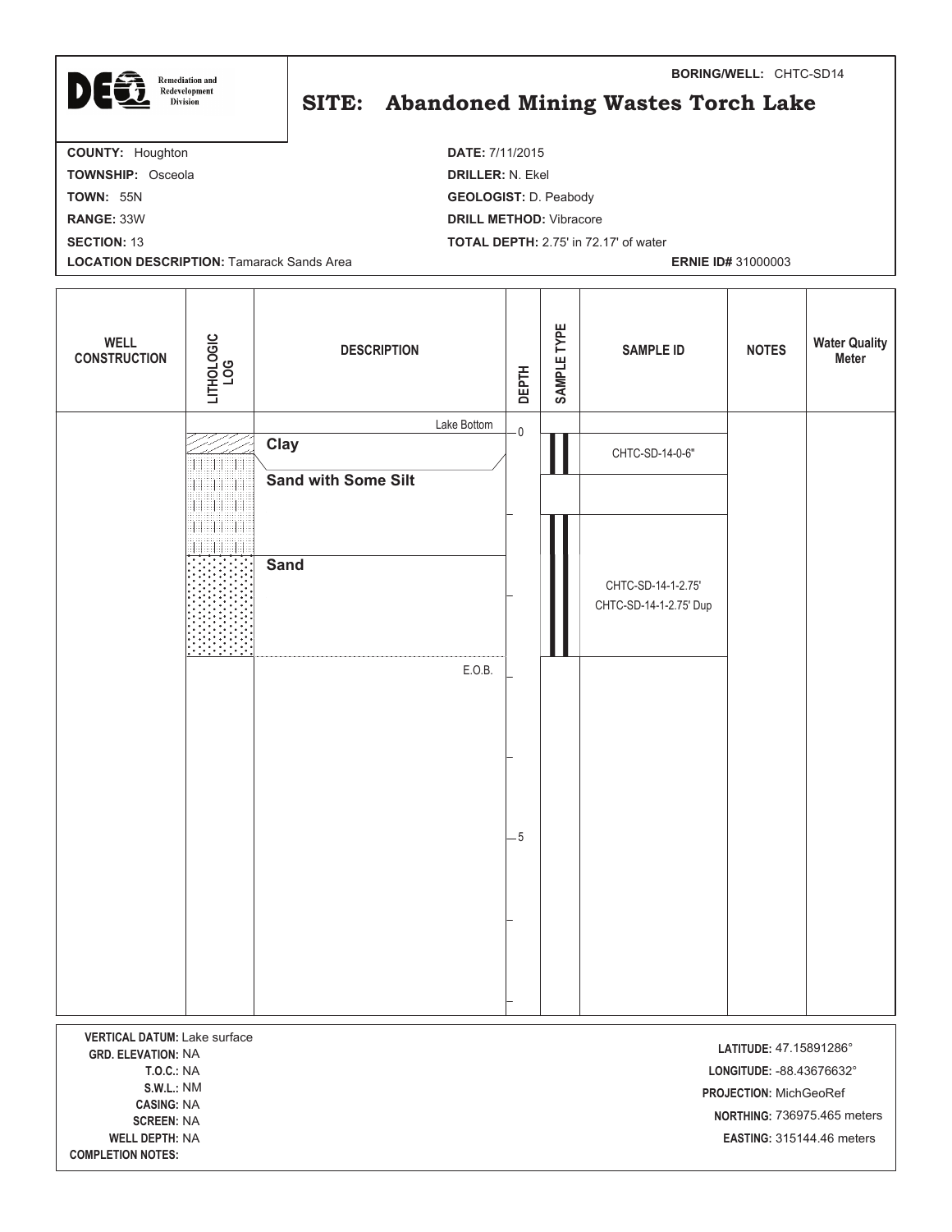**BORING/WELL:** CHTC-SD14

DEQ Remediation and Redevelopment Division

# SITE: Abandoned Mining Wastes Torch Lake

**COUNTY:** Houghton
**TOWNSHIP:** Osceola
**TOWN:** 55N
**RANGE:** 33W
**SECTION:** 13
**LOCATION DESCRIPTION:** Tamarack Sands Area

**DATE:** 7/11/2015
**DRILLER:** N. Ekel
**GEOLOGIST:** D. Peabody
**DRILL METHOD:** Vibracore
**TOTAL DEPTH:** 2.75' in 72.17' of water
**ERNIE ID#** 31000003

| WELL CONSTRUCTION | LITHOLOGIC LOG | DESCRIPTION | DEPTH | SAMPLE TYPE | SAMPLE ID | NOTES | Water Quality Meter |
|---|---|---|---|---|---|---|---|
| | | Lake Bottom | 0 | | | | |
| | | **Clay** | | | CHTC-SD-14-0-6" | | |
| | | **Sand with Some Silt** | | | | | |
| | | **Sand** | | | CHTC-SD-14-1-2.75'<br>CHTC-SD-14-1-2.75' Dup | | |
| | | E.O.B. | | | | | |
| | | | 5 | | | | |

**VERTICAL DATUM:** Lake surface
**GRD. ELEVATION:** NA
**T.O.C.:** NA
**S.W.L.:** NM
**CASING:** NA
**SCREEN:** NA
**WELL DEPTH:** NA
**COMPLETION NOTES:**

**LATITUDE:** 47.15891286°
**LONGITUDE:** -88.43676632°
**PROJECTION:** MichGeoRef
**NORTHING:** 736975.465 meters
**EASTING:** 315144.46 meters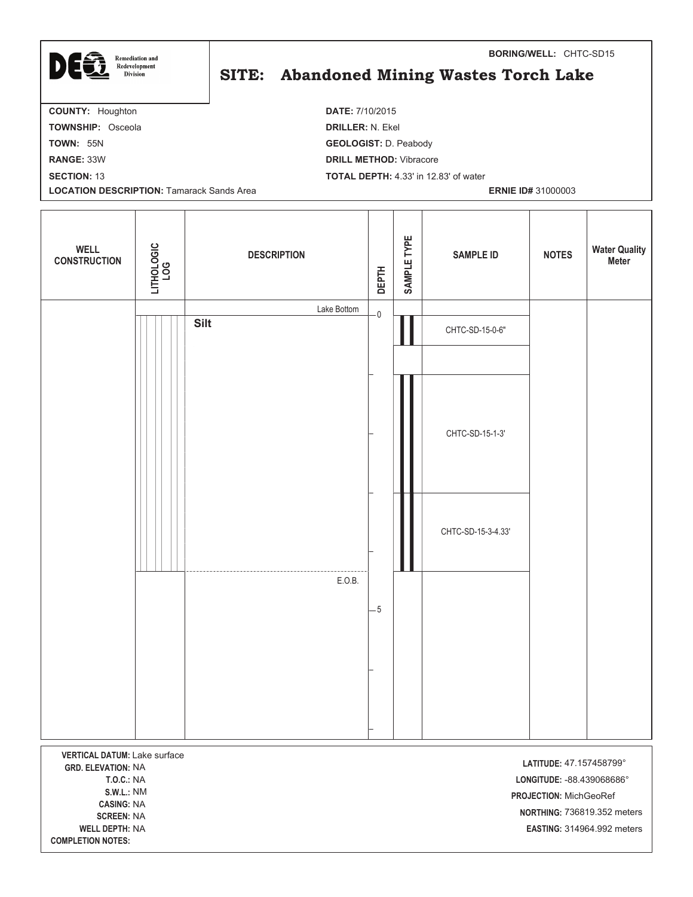**DEQ** Remediation and Redevelopment Division

**BORING/WELL:** CHTC-SD15

# SITE: Abandoned Mining Wastes Torch Lake

**COUNTY:** Houghton
**TOWNSHIP:** Osceola
**TOWN:** 55N
**RANGE:** 33W
**SECTION:** 13
**LOCATION DESCRIPTION:** Tamarack Sands Area

**DATE:** 7/10/2015
**DRILLER:** N. Ekel
**GEOLOGIST:** D. Peabody
**DRILL METHOD:** Vibracore
**TOTAL DEPTH:** 4.33' in 12.83' of water
**ERNIE ID#** 31000003

| WELL CONSTRUCTION | LITHOLOGIC LOG | DESCRIPTION | DEPTH | SAMPLE TYPE | SAMPLE ID | NOTES | Water Quality Meter |
|---|---|---|---|---|---|---|---|
| | | Lake Bottom | 0 | | | | |
| | | **Silt** | | | CHTC-SD-15-0-6" | | |
| | | | | | CHTC-SD-15-1-3' | | |
| | | | | | CHTC-SD-15-3-4.33' | | |
| | | E.O.B. | | | | | |
| | | | 5 | | | | |

**VERTICAL DATUM:** Lake surface
**GRD. ELEVATION:** NA
**T.O.C.:** NA
**S.W.L.:** NM
**CASING:** NA
**SCREEN:** NA
**WELL DEPTH:** NA
**COMPLETION NOTES:**

**LATITUDE:** 47.157458799°
**LONGITUDE:** -88.439068686°
**PROJECTION:** MichGeoRef
**NORTHING:** 736819.352 meters
**EASTING:** 314964.992 meters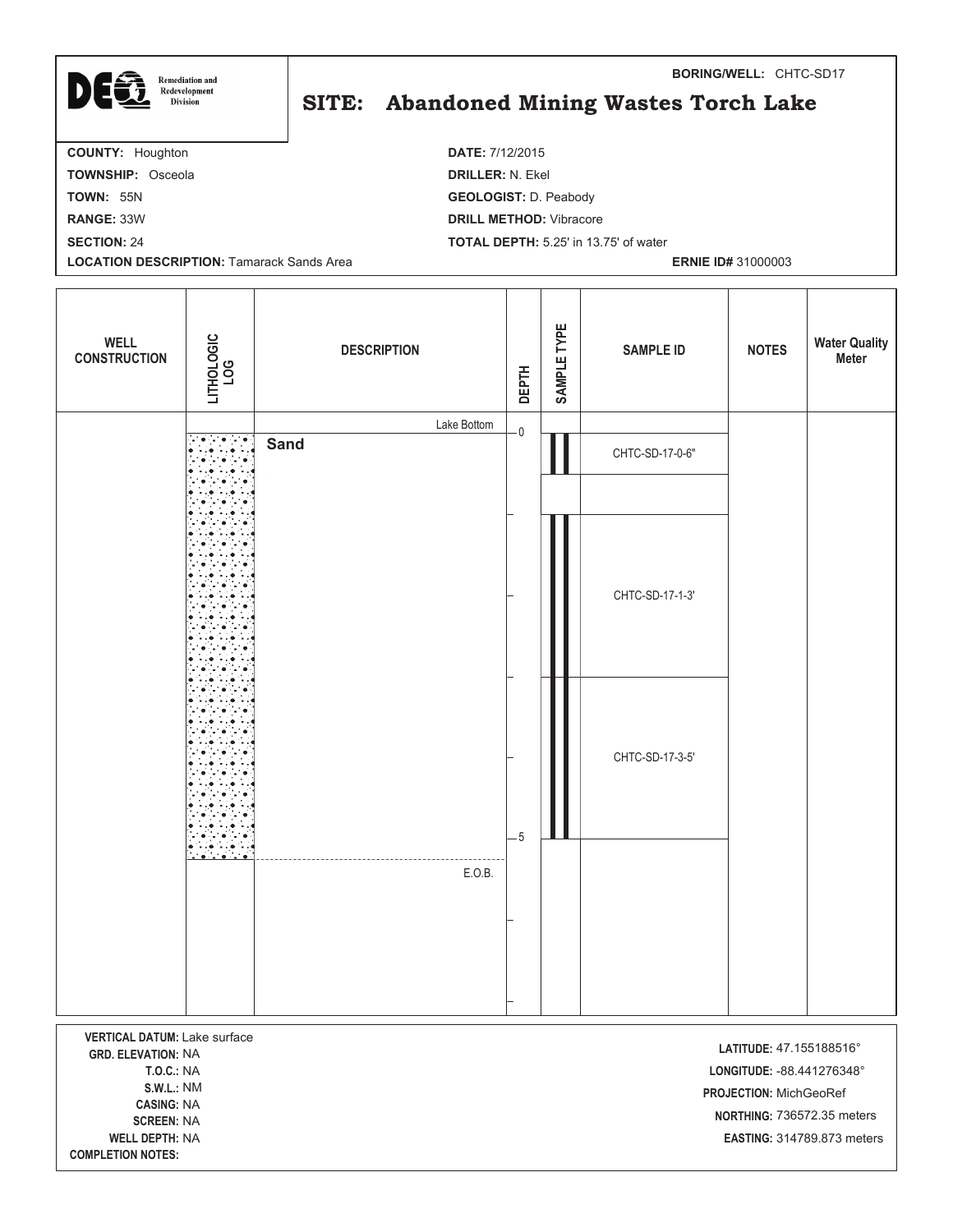**BORING/WELL:** CHTC-SD17

DEQ Remediation and Redevelopment Division

# SITE: Abandoned Mining Wastes Torch Lake

**COUNTY:** Houghton
**TOWNSHIP:** Osceola
**TOWN:** 55N
**RANGE:** 33W
**SECTION:** 24
**LOCATION DESCRIPTION:** Tamarack Sands Area

**DATE:** 7/12/2015
**DRILLER:** N. Ekel
**GEOLOGIST:** D. Peabody
**DRILL METHOD:** Vibracore
**TOTAL DEPTH:** 5.25' in 13.75' of water
**ERNIE ID#** 31000003

| WELL CONSTRUCTION | LITHOLOGIC LOG | DESCRIPTION | DEPTH | SAMPLE TYPE | SAMPLE ID | NOTES | Water Quality Meter |
|---|---|---|---|---|---|---|---|
| | | Lake Bottom | 0 | | | | |
| | | **Sand** | | | CHTC-SD-17-0-6" | | |
| | | | | | CHTC-SD-17-1-3' | | |
| | | | | | CHTC-SD-17-3-5' | | |
| | | | 5 | | | | |
| | | E.O.B. | | | | | |

**VERTICAL DATUM:** Lake surface
**GRD. ELEVATION:** NA
**T.O.C.:** NA
**S.W.L.:** NM
**CASING:** NA
**SCREEN:** NA
**WELL DEPTH:** NA
**COMPLETION NOTES:**

**LATITUDE:** 47.155188516°
**LONGITUDE:** -88.441276348°
**PROJECTION:** MichGeoRef
**NORTHING:** 736572.35 meters
**EASTING:** 314789.873 meters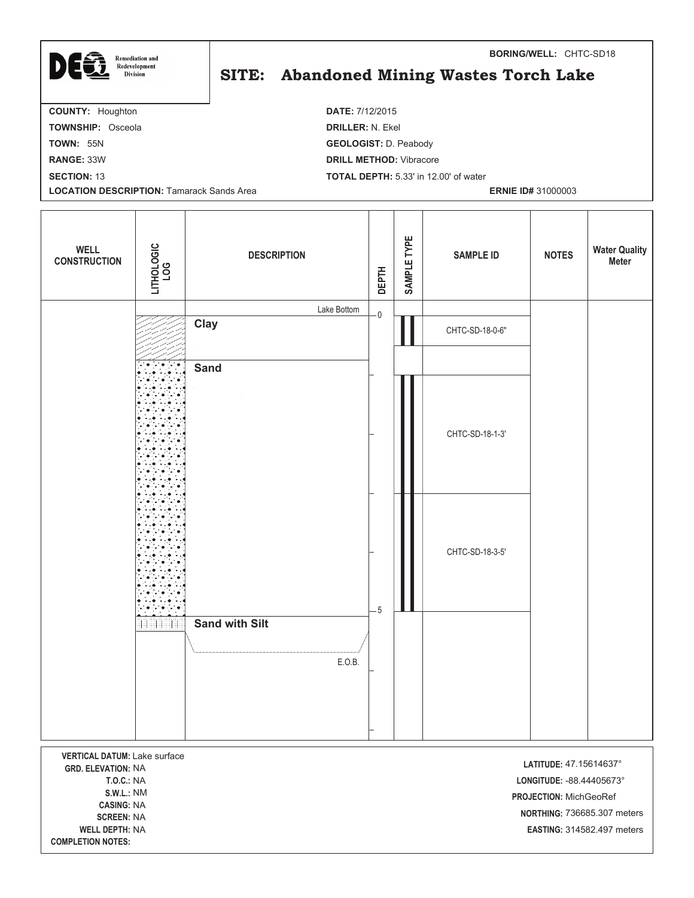DEQ Remediation and Redevelopment Division

**BORING/WELL:** CHTC-SD18

# SITE: Abandoned Mining Wastes Torch Lake

**COUNTY:** Houghton
**TOWNSHIP:** Osceola
**TOWN:** 55N
**RANGE:** 33W
**SECTION:** 13
**LOCATION DESCRIPTION:** Tamarack Sands Area

**DATE:** 7/12/2015
**DRILLER:** N. Ekel
**GEOLOGIST:** D. Peabody
**DRILL METHOD:** Vibracore
**TOTAL DEPTH:** 5.33' in 12.00' of water
**ERNIE ID#** 31000003

| WELL CONSTRUCTION | LITHOLOGIC LOG | DESCRIPTION | DEPTH | SAMPLE TYPE | SAMPLE ID | NOTES | Water Quality Meter |
|---|---|---|---|---|---|---|---|
| | | Lake Bottom | 0 | | | | |
| | | **Clay** | | | CHTC-SD-18-0-6" | | |
| | | **Sand** | | | CHTC-SD-18-1-3' | | |
| | | | | | CHTC-SD-18-3-5' | | |
| | | **Sand with Silt** | 5 | | | | |
| | | E.O.B. | | | | | |

**VERTICAL DATUM:** Lake surface
**GRD. ELEVATION:** NA
**T.O.C.:** NA
**S.W.L.:** NM
**CASING:** NA
**SCREEN:** NA
**WELL DEPTH:** NA
**COMPLETION NOTES:**

**LATITUDE:** 47.15614637°
**LONGITUDE:** -88.44405673°
**PROJECTION:** MichGeoRef
**NORTHING:** 736685.307 meters
**EASTING:** 314582.497 meters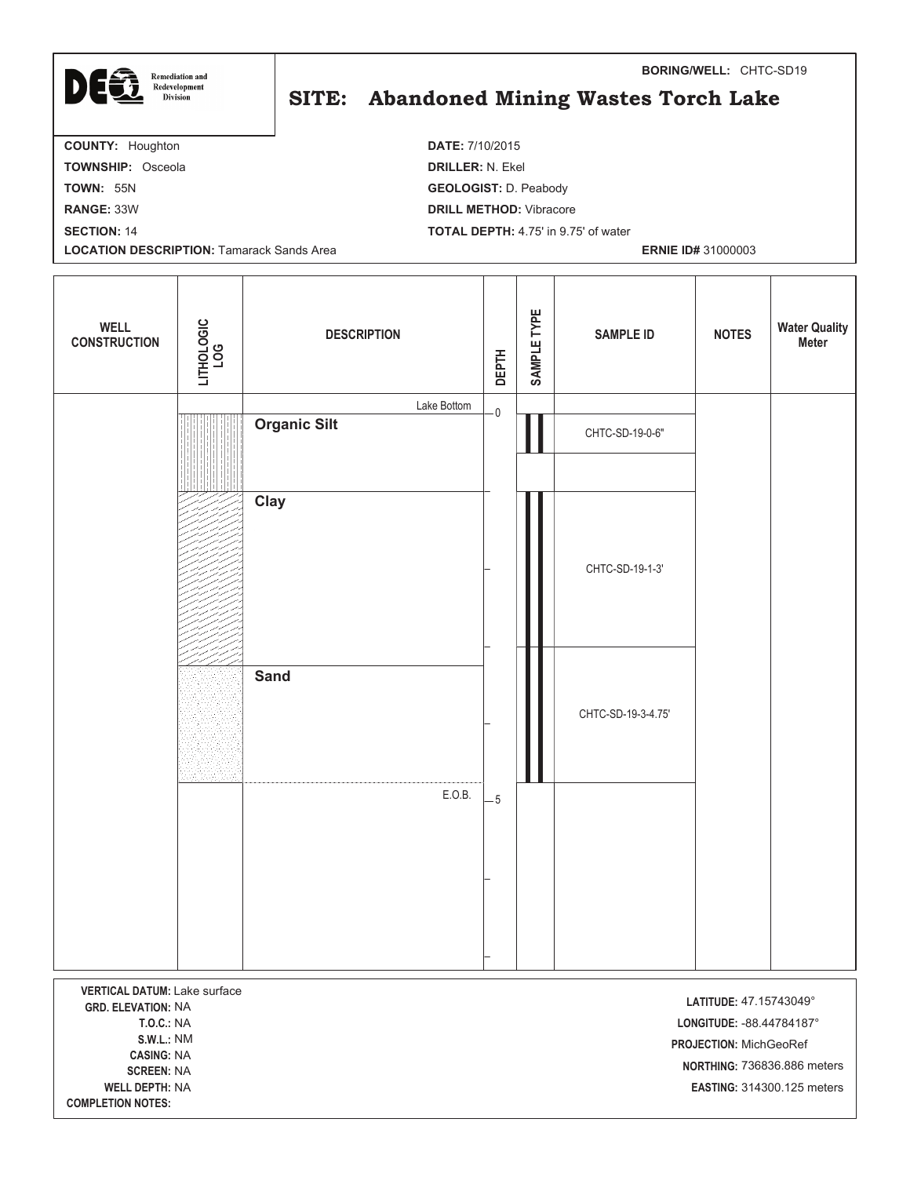DEQ Remediation and Redevelopment Division

**BORING/WELL:** CHTC-SD19

# SITE: Abandoned Mining Wastes Torch Lake

**COUNTY:** Houghton
**TOWNSHIP:** Osceola
**TOWN:** 55N
**RANGE:** 33W
**SECTION:** 14
**LOCATION DESCRIPTION:** Tamarack Sands Area

**DATE:** 7/10/2015
**DRILLER:** N. Ekel
**GEOLOGIST:** D. Peabody
**DRILL METHOD:** Vibracore
**TOTAL DEPTH:** 4.75' in 9.75' of water
**ERNIE ID#** 31000003

| WELL CONSTRUCTION | LITHOLOGIC LOG | DESCRIPTION | DEPTH | SAMPLE TYPE | SAMPLE ID | NOTES | Water Quality Meter |
|---|---|---|---|---|---|---|---|
| | | Lake Bottom | 0 | | | | |
| | | **Organic Silt** | | | CHTC-SD-19-0-6" | | |
| | | **Clay** | | | CHTC-SD-19-1-3' | | |
| | | **Sand** | | | CHTC-SD-19-3-4.75' | | |
| | | E.O.B. | 5 | | | | |

**VERTICAL DATUM:** Lake surface
**GRD. ELEVATION:** NA
**T.O.C.:** NA
**S.W.L.:** NM
**CASING:** NA
**SCREEN:** NA
**WELL DEPTH:** NA
**COMPLETION NOTES:**

**LATITUDE:** 47.15743049°
**LONGITUDE:** -88.44784187°
**PROJECTION:** MichGeoRef
**NORTHING:** 736836.886 meters
**EASTING:** 314300.125 meters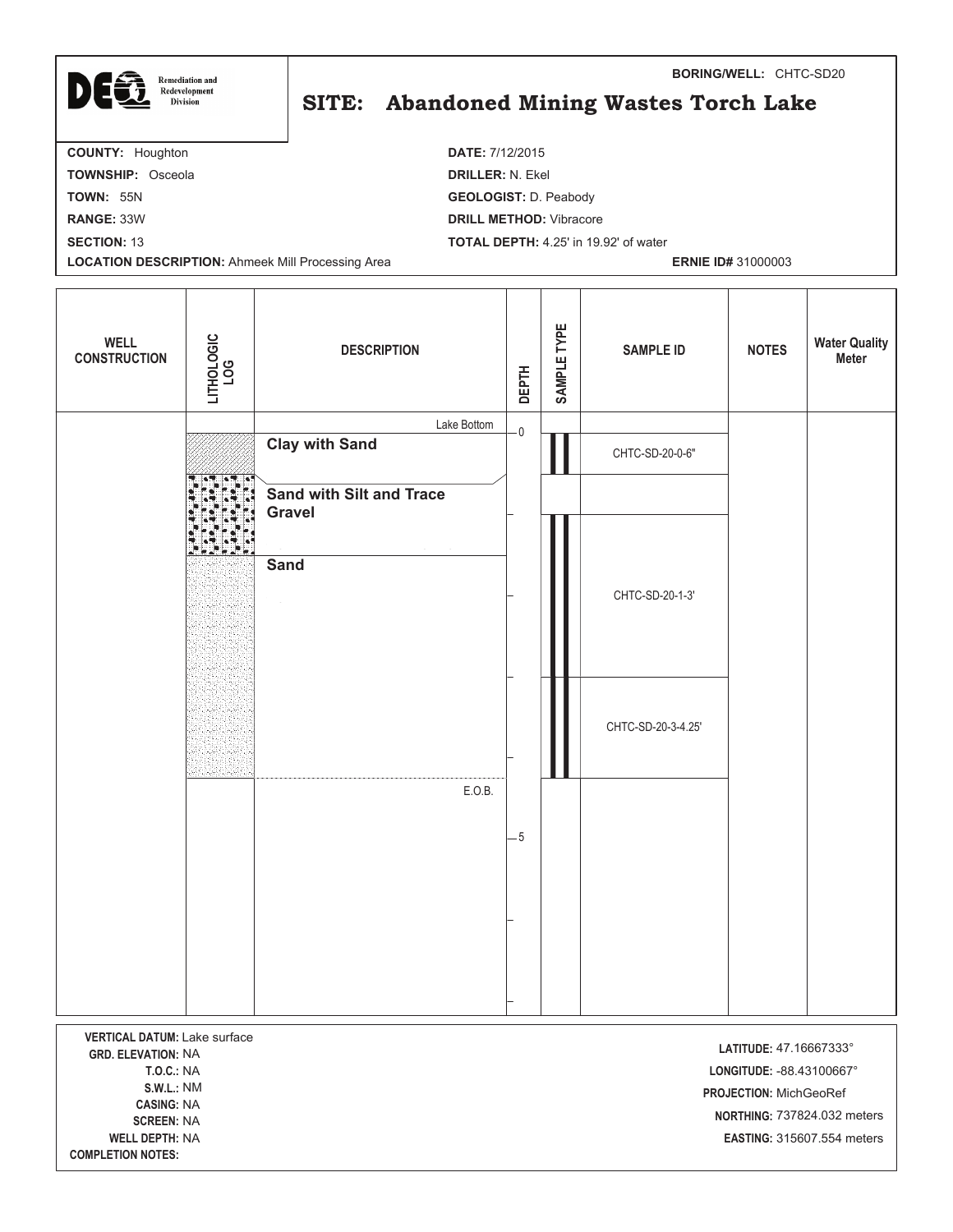**BORING/WELL:** CHTC-SD20

Remediation and Redevelopment Division

# SITE: Abandoned Mining Wastes Torch Lake

**COUNTY:** Houghton
**TOWNSHIP:** Osceola
**TOWN:** 55N
**RANGE:** 33W
**SECTION:** 13
**LOCATION DESCRIPTION:** Ahmeek Mill Processing Area

**DATE:** 7/12/2015
**DRILLER:** N. Ekel
**GEOLOGIST:** D. Peabody
**DRILL METHOD:** Vibracore
**TOTAL DEPTH:** 4.25' in 19.92' of water
**ERNIE ID#** 31000003

| WELL CONSTRUCTION | LITHOLOGIC LOG | DESCRIPTION | DEPTH | SAMPLE TYPE | SAMPLE ID | NOTES | Water Quality Meter |
|---|---|---|---|---|---|---|---|
| | | Lake Bottom | 0 | | | | |
| | | **Clay with Sand** | | | CHTC-SD-20-0-6" | | |
| | | **Sand with Silt and Trace Gravel** | | | | | |
| | | **Sand** | | | CHTC-SD-20-1-3' | | |
| | | | | | CHTC-SD-20-3-4.25' | | |
| | | E.O.B. | | | | | |
| | | | 5 | | | | |

**VERTICAL DATUM:** Lake surface
**GRD. ELEVATION:** NA
**T.O.C.:** NA
**S.W.L.:** NM
**CASING:** NA
**SCREEN:** NA
**WELL DEPTH:** NA
**COMPLETION NOTES:**

**LATITUDE:** 47.16667333°
**LONGITUDE:** -88.43100667°
**PROJECTION:** MichGeoRef
**NORTHING:** 737824.032 meters
**EASTING:** 315607.554 meters